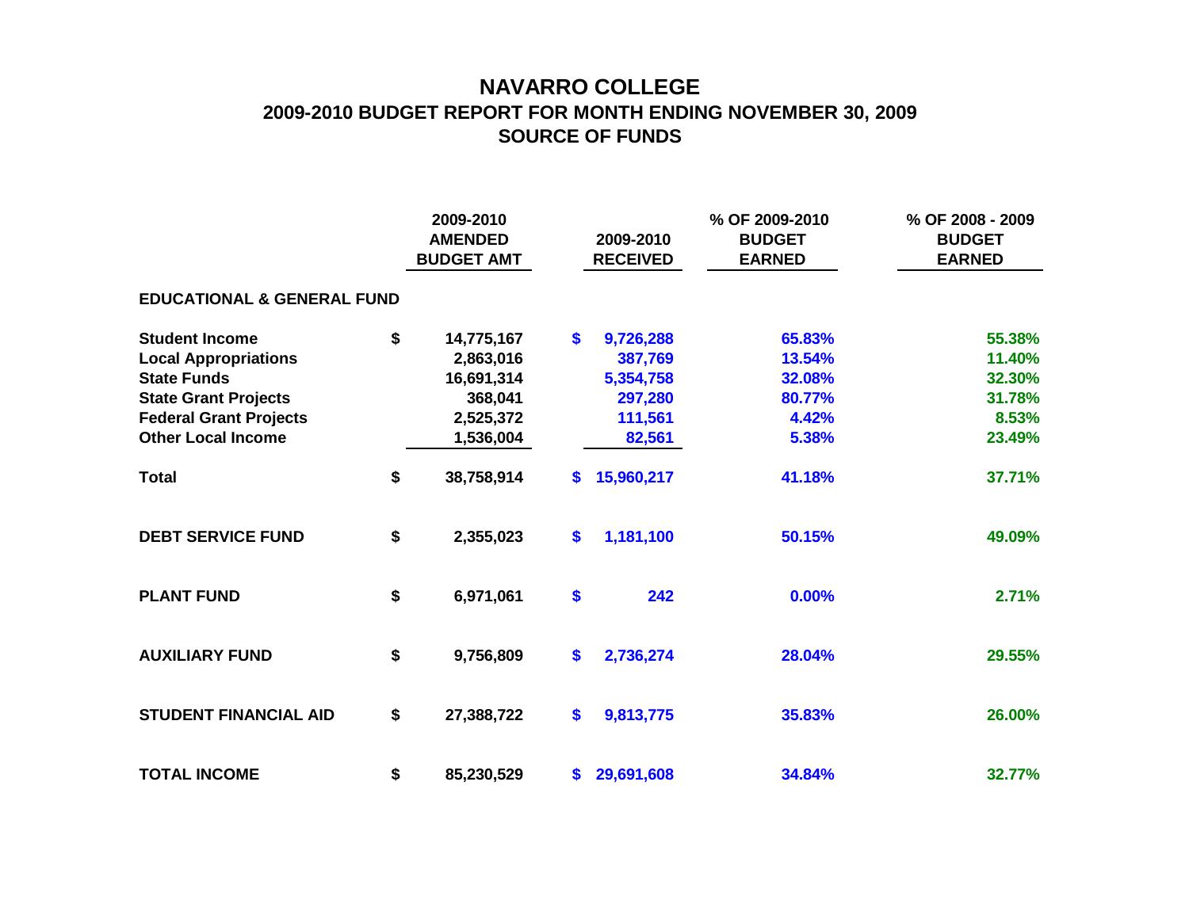# NAVARRO COLLEGE

## 2009-2010 BUDGET REPORT FOR MONTH ENDING NOVEMBER 30, 2009

## SOURCE OF FUNDS

| | 2009-2010 AMENDED BUDGET AMT | 2009-2010 RECEIVED | % OF 2009-2010 BUDGET EARNED | % OF 2008 - 2009 BUDGET EARNED |
|---|---|---|---|---|
| **EDUCATIONAL & GENERAL FUND** | | | | |
| **Student Income** | $ 14,775,167 | $ 9,726,288 | 65.83% | 55.38% |
| **Local Appropriations** | 2,863,016 | 387,769 | 13.54% | 11.40% |
| **State Funds** | 16,691,314 | 5,354,758 | 32.08% | 32.30% |
| **State Grant Projects** | 368,041 | 297,280 | 80.77% | 31.78% |
| **Federal Grant Projects** | 2,525,372 | 111,561 | 4.42% | 8.53% |
| **Other Local Income** | 1,536,004 | 82,561 | 5.38% | 23.49% |
| **Total** | $ 38,758,914 | $ 15,960,217 | 41.18% | 37.71% |
| **DEBT SERVICE FUND** | $ 2,355,023 | $ 1,181,100 | 50.15% | 49.09% |
| **PLANT FUND** | $ 6,971,061 | $ 242 | 0.00% | 2.71% |
| **AUXILIARY FUND** | $ 9,756,809 | $ 2,736,274 | 28.04% | 29.55% |
| **STUDENT FINANCIAL AID** | $ 27,388,722 | $ 9,813,775 | 35.83% | 26.00% |
| **TOTAL INCOME** | $ 85,230,529 | $ 29,691,608 | 34.84% | 32.77% |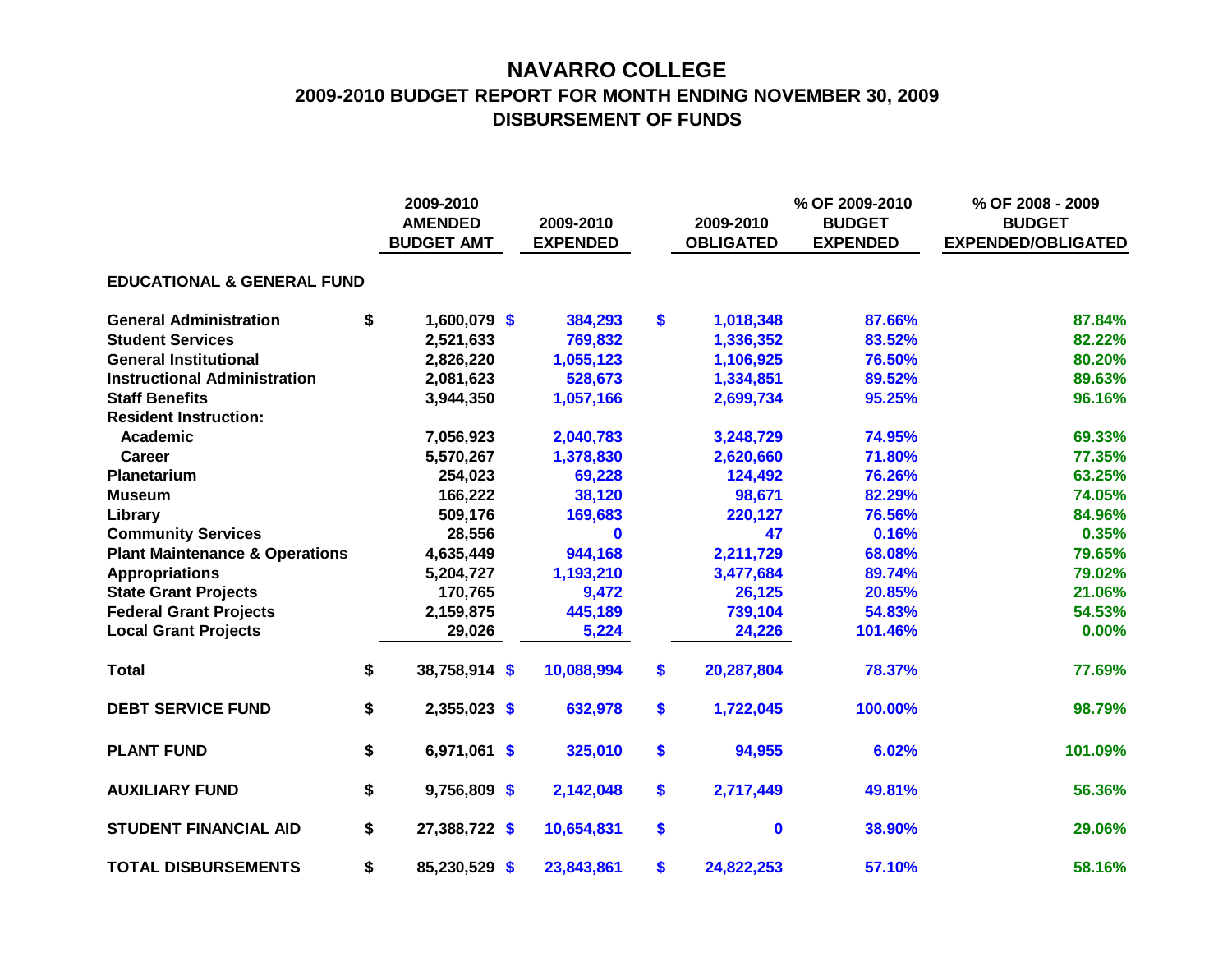# NAVARRO COLLEGE
## 2009-2010 BUDGET REPORT FOR MONTH ENDING NOVEMBER 30, 2009
## DISBURSEMENT OF FUNDS

| | 2009-2010 AMENDED BUDGET AMT | 2009-2010 EXPENDED | 2009-2010 OBLIGATED | % OF 2009-2010 BUDGET EXPENDED | % OF 2008 - 2009 BUDGET EXPENDED/OBLIGATED |
|---|---|---|---|---|---|
| **EDUCATIONAL & GENERAL FUND** | | | | | |
| General Administration | $ 1,600,079 | $ 384,293 | $ 1,018,348 | 87.66% | 87.84% |
| Student Services | 2,521,633 | 769,832 | 1,336,352 | 83.52% | 82.22% |
| General Institutional | 2,826,220 | 1,055,123 | 1,106,925 | 76.50% | 80.20% |
| Instructional Administration | 2,081,623 | 528,673 | 1,334,851 | 89.52% | 89.63% |
| Staff Benefits | 3,944,350 | 1,057,166 | 2,699,734 | 95.25% | 96.16% |
| Resident Instruction: | | | | | |
| Academic | 7,056,923 | 2,040,783 | 3,248,729 | 74.95% | 69.33% |
| Career | 5,570,267 | 1,378,830 | 2,620,660 | 71.80% | 77.35% |
| Planetarium | 254,023 | 69,228 | 124,492 | 76.26% | 63.25% |
| Museum | 166,222 | 38,120 | 98,671 | 82.29% | 74.05% |
| Library | 509,176 | 169,683 | 220,127 | 76.56% | 84.96% |
| Community Services | 28,556 | 0 | 47 | 0.16% | 0.35% |
| Plant Maintenance & Operations | 4,635,449 | 944,168 | 2,211,729 | 68.08% | 79.65% |
| Appropriations | 5,204,727 | 1,193,210 | 3,477,684 | 89.74% | 79.02% |
| State Grant Projects | 170,765 | 9,472 | 26,125 | 20.85% | 21.06% |
| Federal Grant Projects | 2,159,875 | 445,189 | 739,104 | 54.83% | 54.53% |
| Local Grant Projects | 29,026 | 5,224 | 24,226 | 101.46% | 0.00% |
| **Total** | $ 38,758,914 | $ 10,088,994 | $ 20,287,804 | 78.37% | 77.69% |
| **DEBT SERVICE FUND** | $ 2,355,023 | $ 632,978 | $ 1,722,045 | 100.00% | 98.79% |
| **PLANT FUND** | $ 6,971,061 | $ 325,010 | $ 94,955 | 6.02% | 101.09% |
| **AUXILIARY FUND** | $ 9,756,809 | $ 2,142,048 | $ 2,717,449 | 49.81% | 56.36% |
| **STUDENT FINANCIAL AID** | $ 27,388,722 | $ 10,654,831 | $ 0 | 38.90% | 29.06% |
| **TOTAL DISBURSEMENTS** | $ 85,230,529 | $ 23,843,861 | $ 24,822,253 | 57.10% | 58.16% |